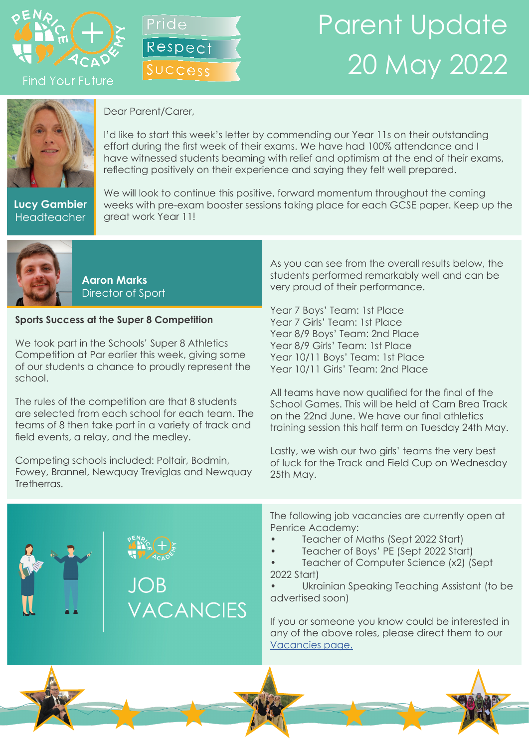# Parent Update 20 May 2022

Find Your Future

Pride
Respect
Success

**Lucy Gambier**
Headteacher

Dear Parent/Carer,

I'd like to start this week's letter by commending our Year 11s on their outstanding effort during the first week of their exams. We have had 100% attendance and I have witnessed students beaming with relief and optimism at the end of their exams, reflecting positively on their experience and saying they felt well prepared.

We will look to continue this positive, forward momentum throughout the coming weeks with pre-exam booster sessions taking place for each GCSE paper. Keep up the great work Year 11!

**Aaron Marks**
Director of Sport

**Sports Success at the Super 8 Competition**

We took part in the Schools' Super 8 Athletics Competition at Par earlier this week, giving some of our students a chance to proudly represent the school.

The rules of the competition are that 8 students are selected from each school for each team. The teams of 8 then take part in a variety of track and field events, a relay, and the medley.

Competing schools included: Poltair, Bodmin, Fowey, Brannel, Newquay Treviglas and Newquay Tretherras.

As you can see from the overall results below, the students performed remarkably well and can be very proud of their performance.

Year 7 Boys' Team: 1st Place
Year 7 Girls' Team: 1st Place
Year 8/9 Boys' Team: 2nd Place
Year 8/9 Girls' Team: 1st Place
Year 10/11 Boys' Team: 1st Place
Year 10/11 Girls' Team: 2nd Place

All teams have now qualified for the final of the School Games. This will be held at Carn Brea Track on the 22nd June. We have our final athletics training session this half term on Tuesday 24th May.

Lastly, we wish our two girls' teams the very best of luck for the Track and Field Cup on Wednesday 25th May.

## JOB VACANCIES

The following job vacancies are currently open at Penrice Academy:

- Teacher of Maths (Sept 2022 Start)
- Teacher of Boys' PE (Sept 2022 Start)
- Teacher of Computer Science (x2) (Sept 2022 Start)
- Ukrainian Speaking Teaching Assistant (to be advertised soon)

If you or someone you know could be interested in any of the above roles, please direct them to our Vacancies page.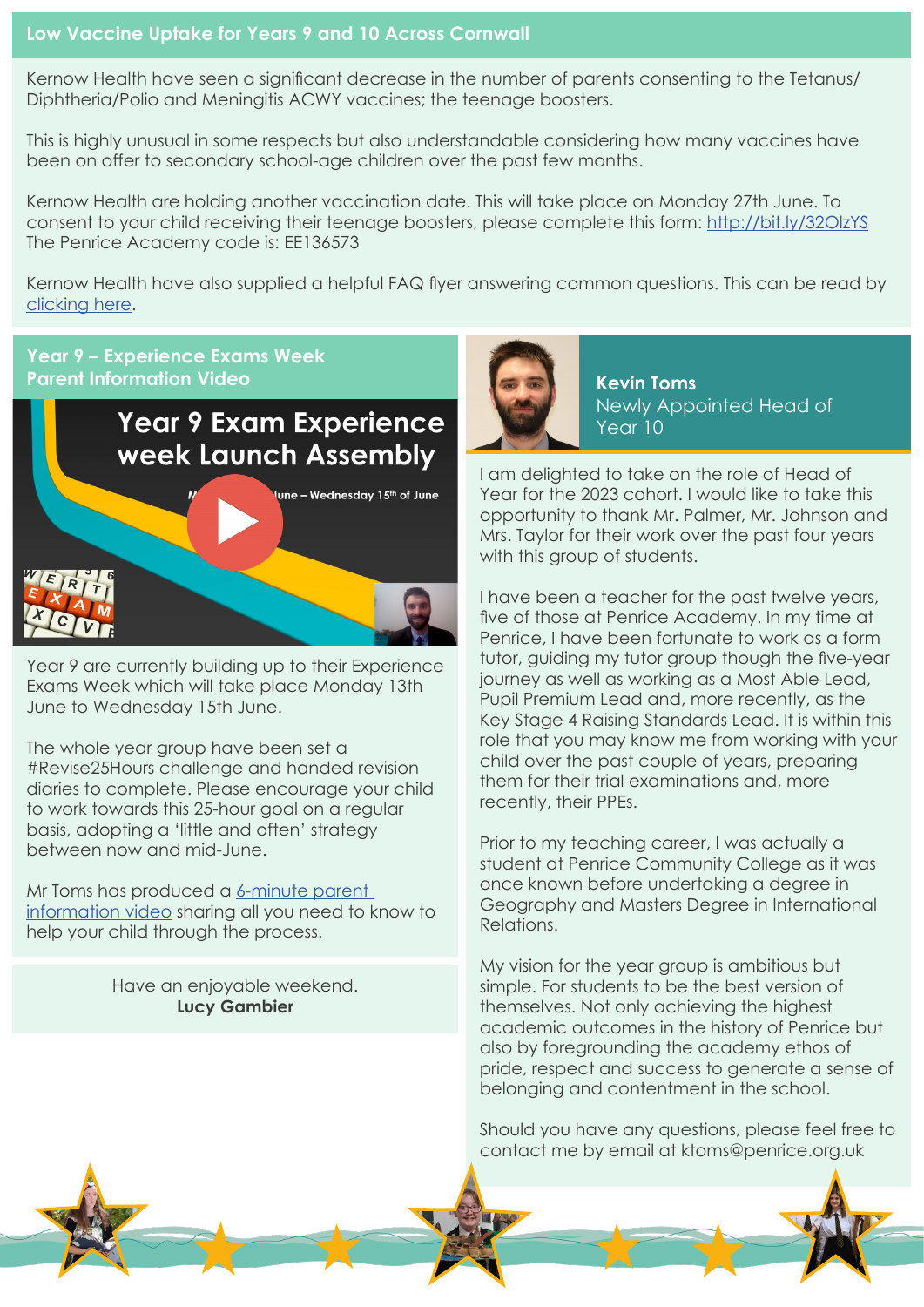## Low Vaccine Uptake for Years 9 and 10 Across Cornwall

Kernow Health have seen a significant decrease in the number of parents consenting to the Tetanus/ Diphtheria/Polio and Meningitis ACWY vaccines; the teenage boosters.

This is highly unusual in some respects but also understandable considering how many vaccines have been on offer to secondary school-age children over the past few months.

Kernow Health are holding another vaccination date. This will take place on Monday 27th June. To consent to your child receiving their teenage boosters, please complete this form: http://bit.ly/32OlzYS
The Penrice Academy code is: EE136573

Kernow Health have also supplied a helpful FAQ flyer answering common questions. This can be read by clicking here.

## Year 9 – Experience Exams Week Parent Information Video

Year 9 are currently building up to their Experience Exams Week which will take place Monday 13th June to Wednesday 15th June.

The whole year group have been set a #Revise25Hours challenge and handed revision diaries to complete. Please encourage your child to work towards this 25-hour goal on a regular basis, adopting a 'little and often' strategy between now and mid-June.

Mr Toms has produced a 6-minute parent information video sharing all you need to know to help your child through the process.

Have an enjoyable weekend.
**Lucy Gambier**

## Kevin Toms
Newly Appointed Head of Year 10

I am delighted to take on the role of Head of Year for the 2023 cohort. I would like to take this opportunity to thank Mr. Palmer, Mr. Johnson and Mrs. Taylor for their work over the past four years with this group of students.

I have been a teacher for the past twelve years, five of those at Penrice Academy. In my time at Penrice, I have been fortunate to work as a form tutor, guiding my tutor group though the five-year journey as well as working as a Most Able Lead, Pupil Premium Lead and, more recently, as the Key Stage 4 Raising Standards Lead. It is within this role that you may know me from working with your child over the past couple of years, preparing them for their trial examinations and, more recently, their PPEs.

Prior to my teaching career, I was actually a student at Penrice Community College as it was once known before undertaking a degree in Geography and Masters Degree in International Relations.

My vision for the year group is ambitious but simple. For students to be the best version of themselves. Not only achieving the highest academic outcomes in the history of Penrice but also by foregrounding the academy ethos of pride, respect and success to generate a sense of belonging and contentment in the school.

Should you have any questions, please feel free to contact me by email at ktoms@penrice.org.uk